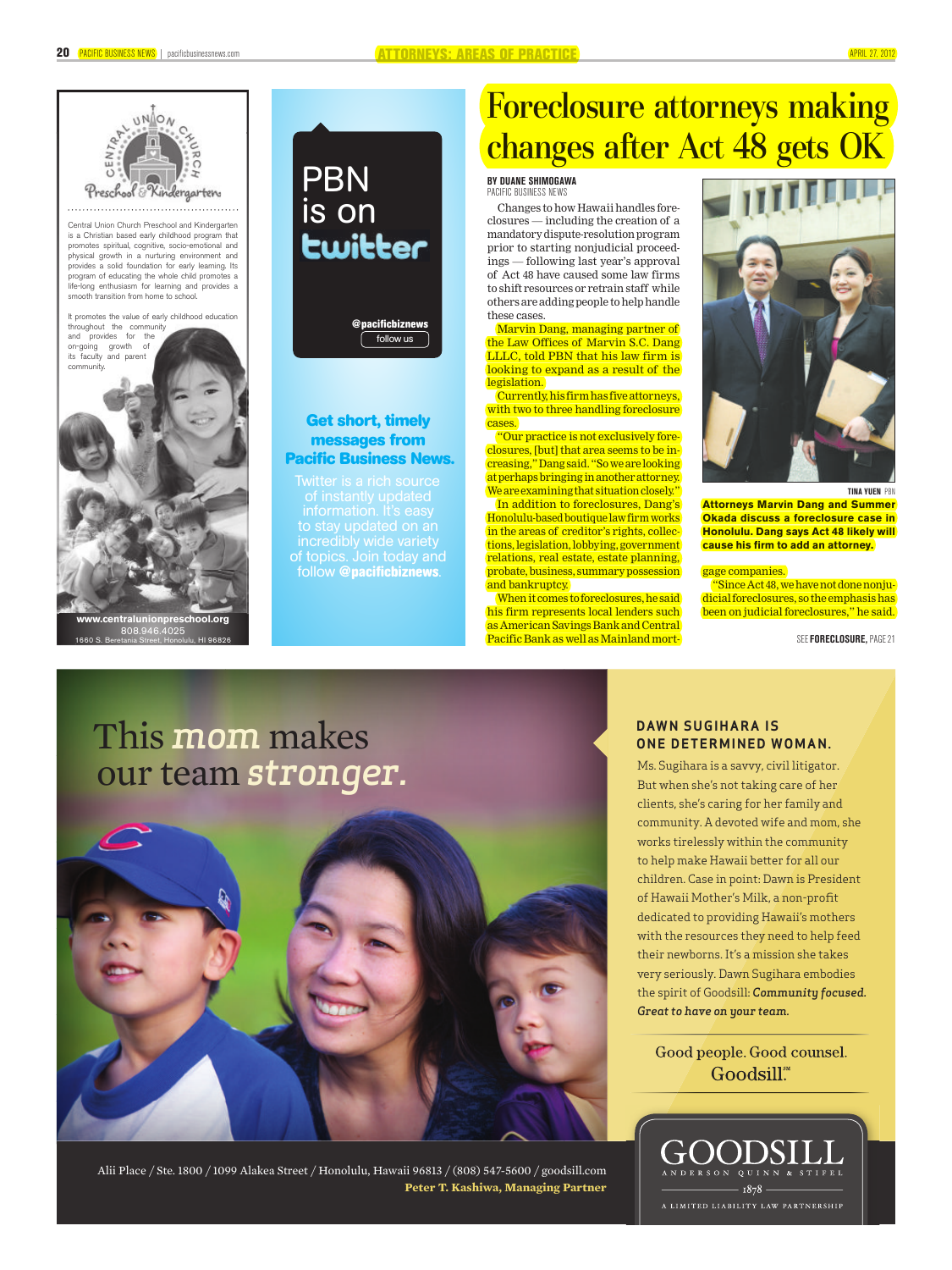# Foreclosure attorneys making changes after Act 48 gets OK

**BY DUANE SHIMOGAWA**
PACIFIC BUSINESS NEWS

Changes to how Hawaii handles foreclosures — including the creation of a mandatory dispute-resolution program prior to starting nonjudicial proceedings — following last year's approval of Act 48 have caused some law firms to shift resources or retrain staff while others are adding people to help handle these cases.

Marvin Dang, managing partner of the Law Offices of Marvin S.C. Dang LLLC, told PBN that his law firm is looking to expand as a result of the legislation.

Currently, his firm has five attorneys, with two to three handling foreclosure cases.

"Our practice is not exclusively foreclosures, [but] that area seems to be increasing," Dang said. "So we are looking at perhaps bringing in another attorney. We are examining that situation closely."

In addition to foreclosures, Dang's Honolulu-based boutique law firm works in the areas of creditor's rights, collections, legislation, lobbying, government relations, real estate, estate planning, probate, business, summary possession and bankruptcy.

When it comes to foreclosures, he said his firm represents local lenders such as American Savings Bank and Central Pacific Bank as well as Mainland mortgage companies.

"Since Act 48, we have not done nonjudicial foreclosures, so the emphasis has been on judicial foreclosures," he said.

TINA YUEN PBN

**Attorneys Marvin Dang and Summer Okada discuss a foreclosure case in Honolulu. Dang says Act 48 likely will cause his firm to add an attorney.**

SEE **FORECLOSURE,** PAGE 21

---

Central Union Church Preschool & Kindergarten

Central Union Church Preschool and Kindergarten is a Christian based early childhood program that promotes spiritual, cognitive, socio-emotional and physical growth in a nurturing environment and provides a solid foundation for early learning. Its program of educating the whole child promotes a life-long enthusiasm for learning and provides a smooth transition from home to school.

It promotes the value of early childhood education throughout the community and provides for the on-going growth of its faculty and parent community.

www.centralunionpreschool.org
808.946.4025
1660 S. Beretania Street, Honolulu, HI 96826

---

PBN is on twitter

@pacificbiznews
follow us

**Get short, timely messages from Pacific Business News.**

Twitter is a rich source of instantly updated information. It's easy to stay updated on an incredibly wide variety of topics. Join today and follow **@pacificbiznews**.

---

This *mom* makes our team *stronger.*

**DAWN SUGIHARA IS ONE DETERMINED WOMAN.**

Ms. Sugihara is a savvy, civil litigator. But when she's not taking care of her clients, she's caring for her family and community. A devoted wife and mom, she works tirelessly within the community to help make Hawaii better for all our children. Case in point: Dawn is President of Hawaii Mother's Milk, a non-profit dedicated to providing Hawaii's mothers with the resources they need to help feed their newborns. It's a mission she takes very seriously. Dawn Sugihara embodies the spirit of Goodsill: ***Community focused. Great to have on your team.***

Good people. Good counsel. Goodsill.℠

Alii Place / Ste. 1800 / 1099 Alakea Street / Honolulu, Hawaii 96813 / (808) 547-5600 / goodsill.com
**Peter T. Kashiwa, Managing Partner**

GOODSILL
ANDERSON QUINN & STIFEL
1878
A LIMITED LIABILITY LAW PARTNERSHIP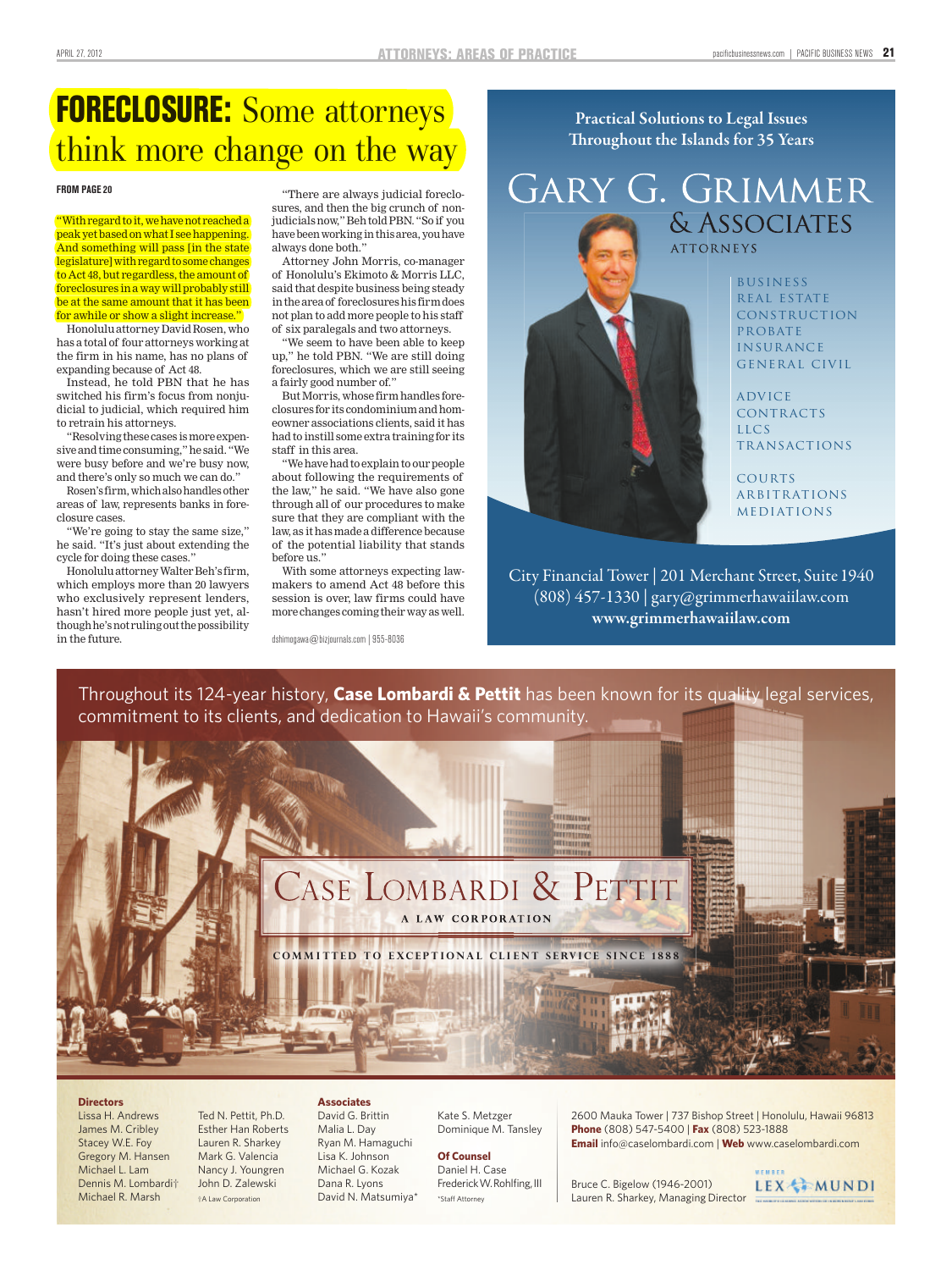# FORECLOSURE: Some attorneys think more change on the way

FROM PAGE 20

"With regard to it, we have not reached a peak yet based on what I see happening. And something will pass [in the state legislature] with regard to some changes to Act 48, but regardless, the amount of foreclosures in a way will probably still be at the same amount that it has been for awhile or show a slight increase."

Honolulu attorney David Rosen, who has a total of four attorneys working at the firm in his name, has no plans of expanding because of Act 48.

Instead, he told PBN that he has switched his firm's focus from nonjudicial to judicial, which required him to retrain his attorneys.

"Resolving these cases is more expensive and time consuming," he said. "We were busy before and we're busy now, and there's only so much we can do."

Rosen's firm, which also handles other areas of law, represents banks in foreclosure cases.

"We're going to stay the same size," he said. "It's just about extending the cycle for doing these cases."

Honolulu attorney Walter Beh's firm, which employs more than 20 lawyers who exclusively represent lenders, hasn't hired more people just yet, although he's not ruling out the possibility in the future.

"There are always judicial foreclosures, and then the big crunch of nonjudicials now," Beh told PBN. "So if you have been working in this area, you have always done both."

Attorney John Morris, co-manager of Honolulu's Ekimoto & Morris LLC, said that despite business being steady in the area of foreclosures his firm does not plan to add more people to his staff of six paralegals and two attorneys.

"We seem to have been able to keep up," he told PBN. "We are still doing foreclosures, which we are still seeing a fairly good number of."

But Morris, whose firm handles foreclosures for its condominium and homeowner associations clients, said it has had to instill some extra training for its staff in this area.

"We have had to explain to our people about following the requirements of the law," he said. "We have also gone through all of our procedures to make sure that they are compliant with the law, as it has made a difference because of the potential liability that stands before us."

With some attorneys expecting lawmakers to amend Act 48 before this session is over, law firms could have more changes coming their way as well.

dshimogawa@bizjournals.com | 955-8036

---

Practical Solutions to Legal Issues Throughout the Islands for 35 Years

**GARY G. GRIMMER & ASSOCIATES**
ATTORNEYS

BUSINESS
REAL ESTATE
CONSTRUCTION
PROBATE
INSURANCE
GENERAL CIVIL

ADVICE
CONTRACTS
LLCS
TRANSACTIONS

COURTS
ARBITRATIONS
MEDIATIONS

City Financial Tower | 201 Merchant Street, Suite 1940
(808) 457-1330 | gary@grimmerhawaiilaw.com
**www.grimmerhawaiilaw.com**

---

Throughout its 124-year history, **Case Lombardi & Pettit** has been known for its quality legal services, commitment to its clients, and dedication to Hawaii's community.

**CASE LOMBARDI & PETTIT**
A LAW CORPORATION

COMMITTED TO EXCEPTIONAL CLIENT SERVICE SINCE 1888

**Directors**
Lissa H. Andrews
James M. Cribley
Stacey W.E. Foy
Gregory M. Hansen
Michael L. Lam
Dennis M. Lombardi†
Michael R. Marsh
Ted N. Pettit, Ph.D.
Esther Han Roberts
Lauren R. Sharkey
Mark G. Valencia
Nancy J. Youngren
John D. Zalewski

†A Law Corporation

**Associates**
David G. Brittin
Malia L. Day
Ryan M. Hamaguchi
Lisa K. Johnson
Michael G. Kozak
Dana R. Lyons
David N. Matsumiya*
Kate S. Metzger
Dominique M. Tansley

**Of Counsel**
Daniel H. Case
Frederick W. Rohlfing, III

*Staff Attorney

2600 Mauka Tower | 737 Bishop Street | Honolulu, Hawaii 96813
**Phone** (808) 547-5400 | **Fax** (808) 523-1888
**Email** info@caselombardi.com | **Web** www.caselombardi.com

Bruce C. Bigelow (1946-2001)
Lauren R. Sharkey, Managing Director

MEMBER LEX MUNDI